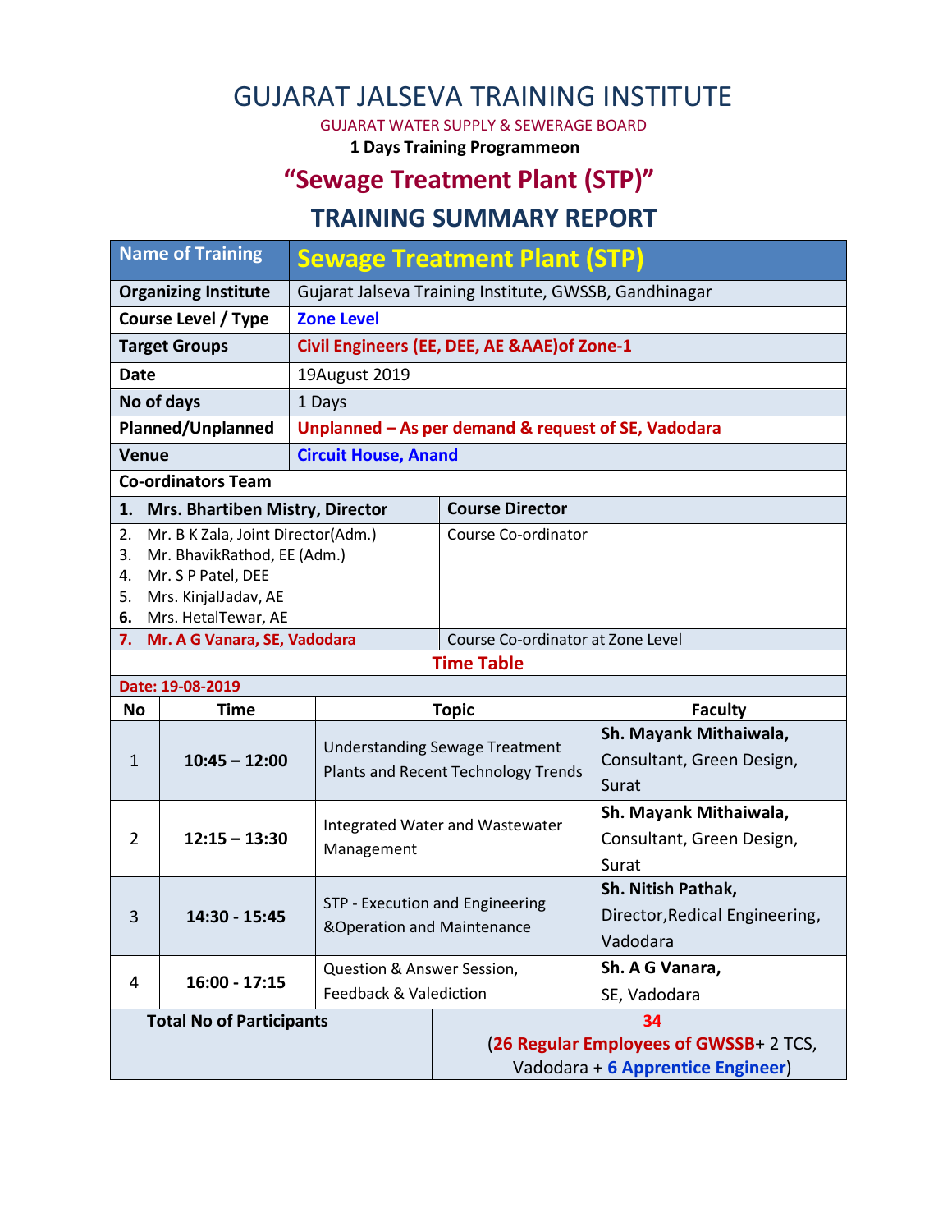# GUJARAT JALSEVA TRAINING INSTITUTE

GUJARAT WATER SUPPLY & SEWERAGE BOARD

**1 Days Training Programmeon**

## "Sewage Treatment Plant (STP)"

## TRAINING SUMMARY REPORT

| **Name of Training** | **Sewage Treatment Plant (STP)** |
|---|---|
| **Organizing Institute** | Gujarat Jalseva Training Institute, GWSSB, Gandhinagar |
| **Course Level / Type** | **Zone Level** |
| **Target Groups** | **Civil Engineers (EE, DEE, AE &AAE)of Zone-1** |
| **Date** | 19August 2019 |
| **No of days** | 1 Days |
| **Planned/Unplanned** | **Unplanned – As per demand & request of SE, Vadodara** |
| **Venue** | **Circuit House, Anand** |

**Co-ordinators Team**

| Name | Role |
|---|---|
| **1. Mrs. Bhartiben Mistry, Director** | **Course Director** |
| 2. Mr. B K Zala, Joint Director(Adm.)<br>3. Mr. BhavikRathod, EE (Adm.)<br>4. Mr. S P Patel, DEE<br>5. Mrs. KinjalJadav, AE<br>**6.** Mrs. HetalTewar, AE | Course Co-ordinator |
| **7. Mr. A G Vanara, SE, Vadodara** | Course Co-ordinator at Zone Level |

**Time Table**

**Date: 19-08-2019**

| No | Time | Topic | Faculty |
|---|---|---|---|
| 1 | **10:45 – 12:00** | Understanding Sewage Treatment Plants and Recent Technology Trends | **Sh. Mayank Mithaiwala,** Consultant, Green Design, Surat |
| 2 | **12:15 – 13:30** | Integrated Water and Wastewater Management | **Sh. Mayank Mithaiwala,** Consultant, Green Design, Surat |
| 3 | **14:30 - 15:45** | STP - Execution and Engineering &Operation and Maintenance | **Sh. Nitish Pathak,** Director,Redical Engineering, Vadodara |
| 4 | **16:00 - 17:15** | Question & Answer Session, Feedback & Valediction | **Sh. A G Vanara,** SE, Vadodara |

| **Total No of Participants** | **34** (**26 Regular Employees of GWSSB**+ 2 TCS, Vadodara + **6 Apprentice Engineer**) |
|---|---|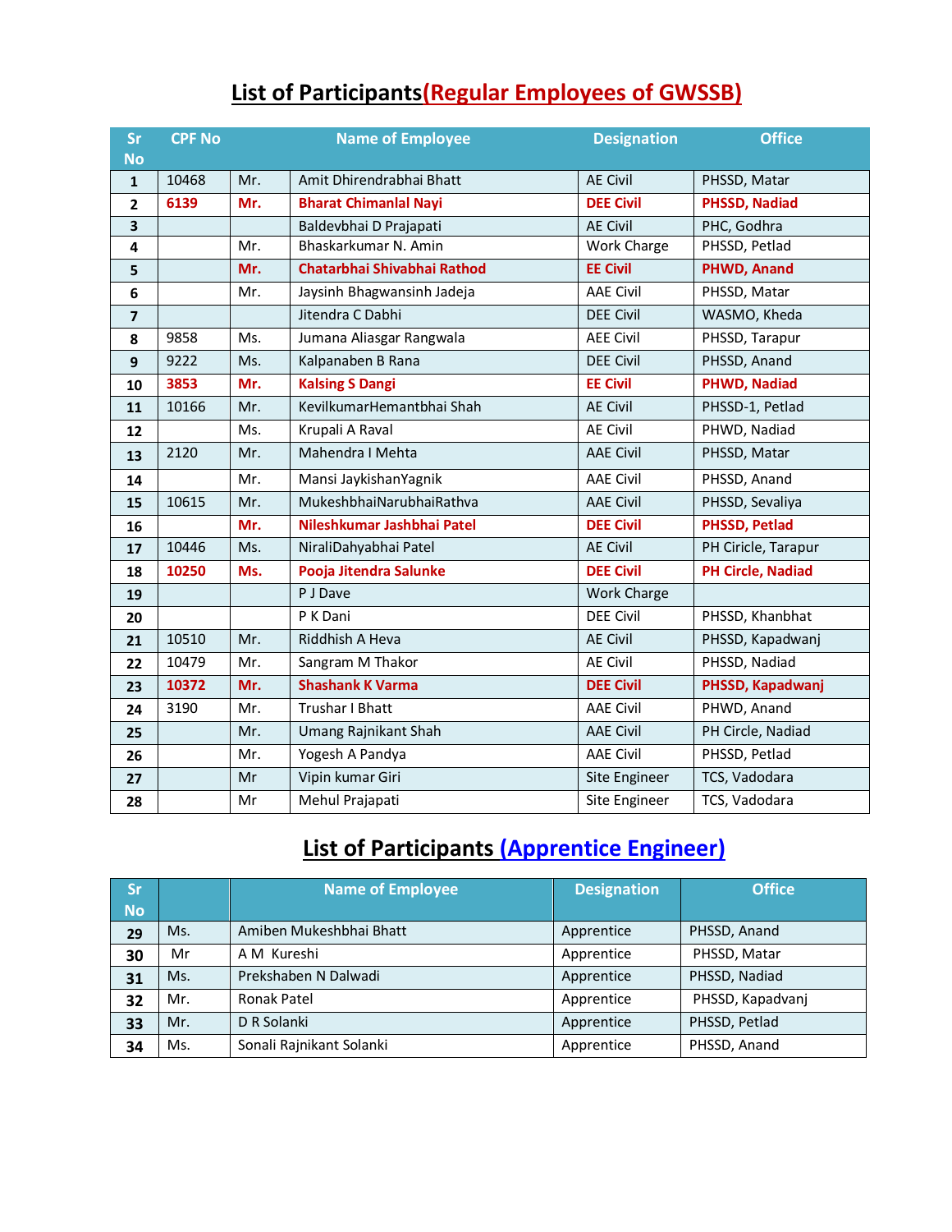## List of Participants(Regular Employees of GWSSB)

| Sr No | CPF No | | Name of Employee | Designation | Office |
|---|---|---|---|---|---|
| 1 | 10468 | Mr. | Amit Dhirendrabhai Bhatt | AE Civil | PHSSD, Matar |
| 2 | 6139 | Mr. | Bharat Chimanlal Nayi | DEE Civil | PHSSD, Nadiad |
| 3 | | | Baldevbhai D Prajapati | AE Civil | PHC, Godhra |
| 4 | | Mr. | Bhaskarkumar N. Amin | Work Charge | PHSSD, Petlad |
| 5 | | Mr. | Chatarbhai Shivabhai Rathod | EE Civil | PHWD, Anand |
| 6 | | Mr. | Jaysinh Bhagwansinh Jadeja | AAE Civil | PHSSD, Matar |
| 7 | | | Jitendra C Dabhi | DEE Civil | WASMO, Kheda |
| 8 | 9858 | Ms. | Jumana Aliasgar Rangwala | AEE Civil | PHSSD, Tarapur |
| 9 | 9222 | Ms. | Kalpanaben B Rana | DEE Civil | PHSSD, Anand |
| 10 | 3853 | Mr. | Kalsing S Dangi | EE Civil | PHWD, Nadiad |
| 11 | 10166 | Mr. | KevilkumarHemantbhai Shah | AE Civil | PHSSD-1, Petlad |
| 12 | | Ms. | Krupali A Raval | AE Civil | PHWD, Nadiad |
| 13 | 2120 | Mr. | Mahendra I Mehta | AAE Civil | PHSSD, Matar |
| 14 | | Mr. | Mansi JaykishanYagnik | AAE Civil | PHSSD, Anand |
| 15 | 10615 | Mr. | MukeshbhaiNarubhaiRathva | AAE Civil | PHSSD, Sevaliya |
| 16 | | Mr. | Nileshkumar Jashbhai Patel | DEE Civil | PHSSD, Petlad |
| 17 | 10446 | Ms. | NiraliDahyabhai Patel | AE Civil | PH Ciricle, Tarapur |
| 18 | 10250 | Ms. | Pooja Jitendra Salunke | DEE Civil | PH Circle, Nadiad |
| 19 | | | P J Dave | Work Charge | |
| 20 | | | P K Dani | DEE Civil | PHSSD, Khanbhat |
| 21 | 10510 | Mr. | Riddhish A Heva | AE Civil | PHSSD, Kapadwanj |
| 22 | 10479 | Mr. | Sangram M Thakor | AE Civil | PHSSD, Nadiad |
| 23 | 10372 | Mr. | Shashank K Varma | DEE Civil | PHSSD, Kapadwanj |
| 24 | 3190 | Mr. | Trushar I Bhatt | AAE Civil | PHWD, Anand |
| 25 | | Mr. | Umang Rajnikant Shah | AAE Civil | PH Circle, Nadiad |
| 26 | | Mr. | Yogesh A Pandya | AAE Civil | PHSSD, Petlad |
| 27 | | Mr | Vipin kumar Giri | Site Engineer | TCS, Vadodara |
| 28 | | Mr | Mehul Prajapati | Site Engineer | TCS, Vadodara |

## List of Participants (Apprentice Engineer)

| Sr No | | Name of Employee | Designation | Office |
|---|---|---|---|---|
| 29 | Ms. | Amiben Mukeshbhai Bhatt | Apprentice | PHSSD, Anand |
| 30 | Mr | A M Kureshi | Apprentice | PHSSD, Matar |
| 31 | Ms. | Prekshaben N Dalwadi | Apprentice | PHSSD, Nadiad |
| 32 | Mr. | Ronak Patel | Apprentice | PHSSD, Kapadvanj |
| 33 | Mr. | D R Solanki | Apprentice | PHSSD, Petlad |
| 34 | Ms. | Sonali Rajnikant Solanki | Apprentice | PHSSD, Anand |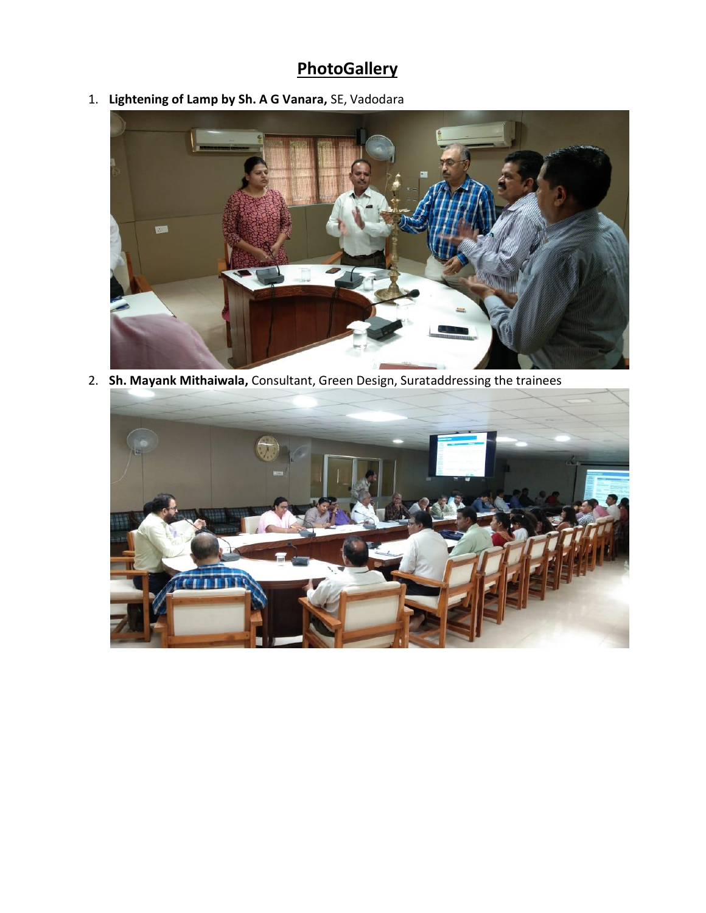# PhotoGallery

1. **Lightening of Lamp by Sh. A G Vanara,** SE, Vadodara

2. **Sh. Mayank Mithaiwala,** Consultant, Green Design, Surataddressing the trainees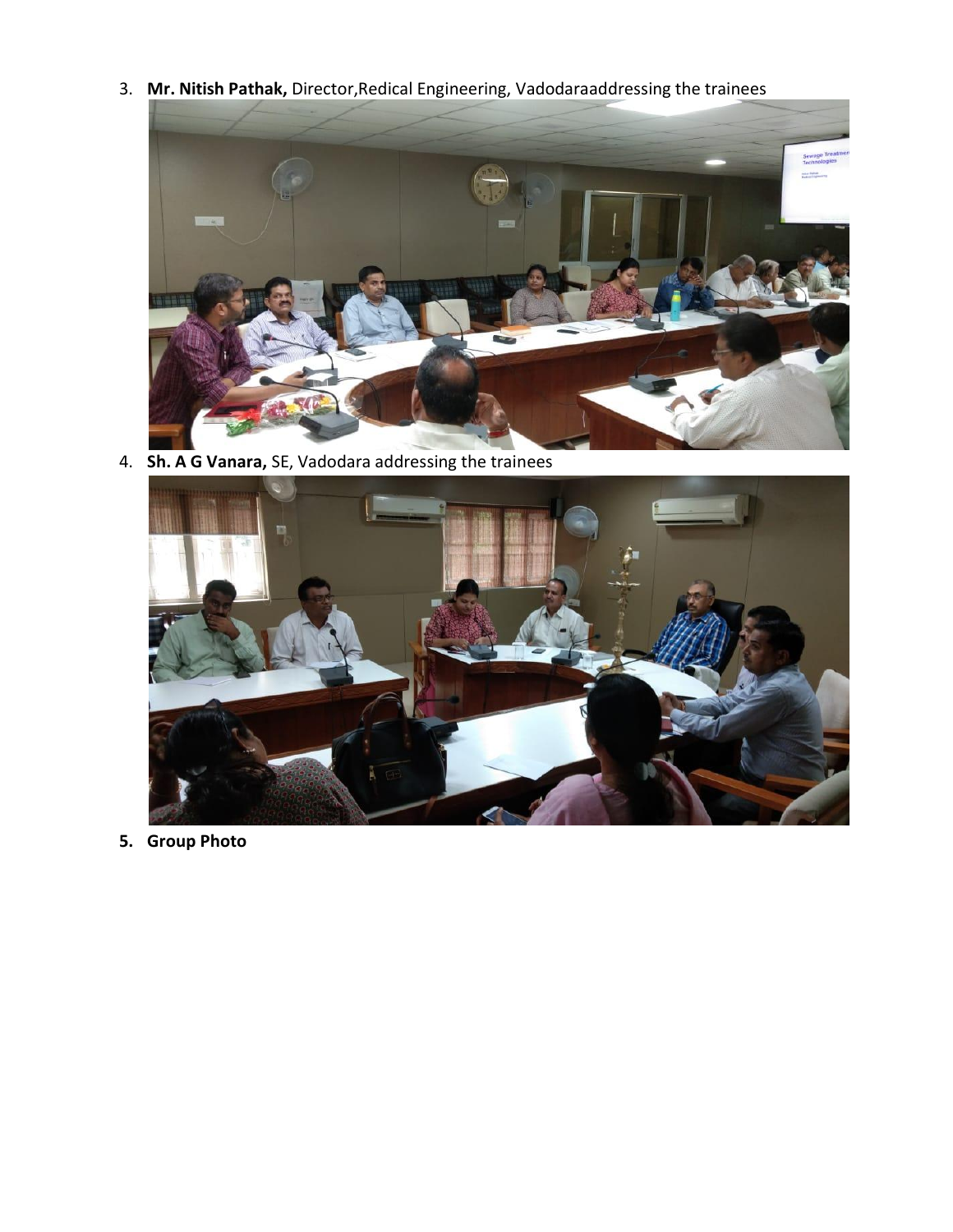3. **Mr. Nitish Pathak,** Director,Redical Engineering, Vadodaraaddressing the trainees

4. **Sh. A G Vanara,** SE, Vadodara addressing the trainees

5. **Group Photo**